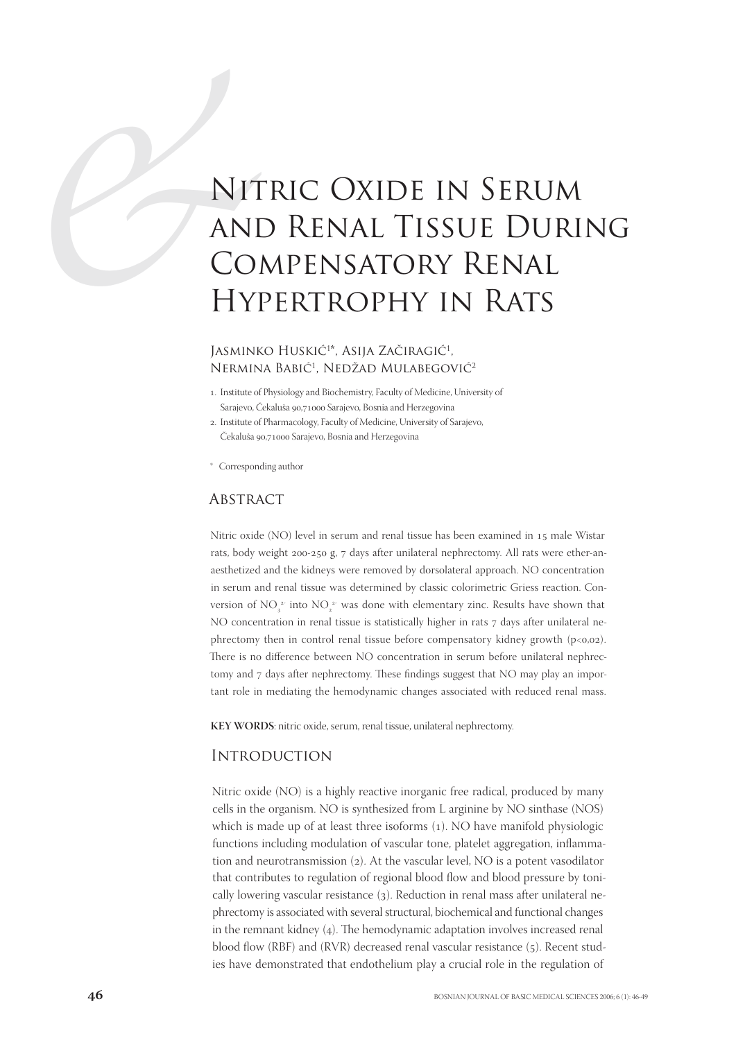# Nitric Oxide in Serum and Renal Tissue During Compensatory Renal Hypertrophy in Rats

Jasminko Huskić[1]*, Asija Začiragić[1], Nermina Babić[1], Nedžad Mulabegović[2]

1. Institute of Physiology and Biochemistry, Faculty of Medicine, University of Sarajevo, Čekaluša 90,71000 Sarajevo, Bosnia and Herzegovina
2. Institute of Pharmacology, Faculty of Medicine, University of Sarajevo, Čekaluša 90,71000 Sarajevo, Bosnia and Herzegovina

\* Corresponding author

## Abstract

Nitric oxide (NO) level in serum and renal tissue has been examined in 15 male Wistar rats, body weight 200-250 g, 7 days after unilateral nephrectomy. All rats were ether-anaesthetized and the kidneys were removed by dorsolateral approach. NO concentration in serum and renal tissue was determined by classic colorimetric Griess reaction. Conversion of $NO_3^{2-}$ into $NO_2^{2-}$ was done with elementary zinc. Results have shown that NO concentration in renal tissue is statistically higher in rats 7 days after unilateral nephrectomy then in control renal tissue before compensatory kidney growth ($p<0,02$). There is no difference between NO concentration in serum before unilateral nephrectomy and 7 days after nephrectomy. These findings suggest that NO may play an important role in mediating the hemodynamic changes associated with reduced renal mass.

**KEY WORDS**: nitric oxide, serum, renal tissue, unilateral nephrectomy.

## Introduction

Nitric oxide (NO) is a highly reactive inorganic free radical, produced by many cells in the organism. NO is synthesized from L arginine by NO sinthase (NOS) which is made up of at least three isoforms (1). NO have manifold physiologic functions including modulation of vascular tone, platelet aggregation, inflammation and neurotransmission (2). At the vascular level, NO is a potent vasodilator that contributes to regulation of regional blood flow and blood pressure by tonically lowering vascular resistance (3). Reduction in renal mass after unilateral nephrectomy is associated with several structural, biochemical and functional changes in the remnant kidney (4). The hemodynamic adaptation involves increased renal blood flow (RBF) and (RVR) decreased renal vascular resistance (5). Recent studies have demonstrated that endothelium play a crucial role in the regulation of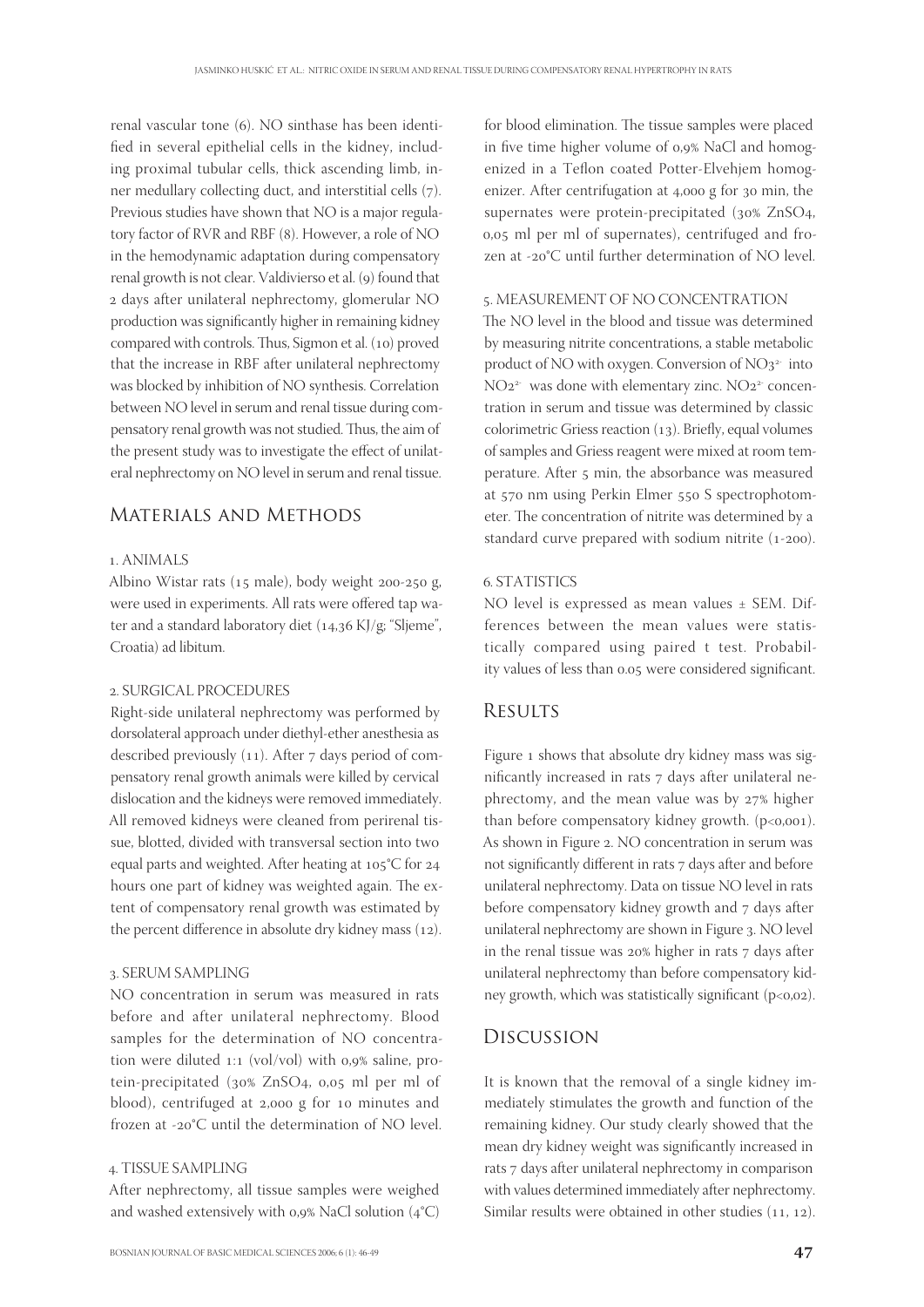renal vascular tone (6). NO sinthase has been identified in several epithelial cells in the kidney, including proximal tubular cells, thick ascending limb, inner medullary collecting duct, and interstitial cells (7). Previous studies have shown that NO is a major regulatory factor of RVR and RBF (8). However, a role of NO in the hemodynamic adaptation during compensatory renal growth is not clear. Valdivierso et al. (9) found that 2 days after unilateral nephrectomy, glomerular NO production was significantly higher in remaining kidney compared with controls. Thus, Sigmon et al. (10) proved that the increase in RBF after unilateral nephrectomy was blocked by inhibition of NO synthesis. Correlation between NO level in serum and renal tissue during compensatory renal growth was not studied. Thus, the aim of the present study was to investigate the effect of unilateral nephrectomy on NO level in serum and renal tissue.

## Materials and Methods

### 1. ANIMALS

Albino Wistar rats (15 male), body weight 200-250 g, were used in experiments. All rats were offered tap water and a standard laboratory diet (14,36 KJ/g; "Sljeme", Croatia) ad libitum.

### 2. SURGICAL PROCEDURES

Right-side unilateral nephrectomy was performed by dorsolateral approach under diethyl-ether anesthesia as described previously (11). After 7 days period of compensatory renal growth animals were killed by cervical dislocation and the kidneys were removed immediately. All removed kidneys were cleaned from perirenal tissue, blotted, divided with transversal section into two equal parts and weighted. After heating at 105°C for 24 hours one part of kidney was weighted again. The extent of compensatory renal growth was estimated by the percent difference in absolute dry kidney mass (12).

### 3. SERUM SAMPLING

NO concentration in serum was measured in rats before and after unilateral nephrectomy. Blood samples for the determination of NO concentration were diluted 1:1 (vol/vol) with 0,9% saline, protein-precipitated (30% $ZnSO_4$, 0,05 ml per ml of blood), centrifuged at 2,000 g for 10 minutes and frozen at -20°C until the determination of NO level.

### 4. TISSUE SAMPLING

After nephrectomy, all tissue samples were weighed and washed extensively with 0,9% NaCl solution (4°C) for blood elimination. The tissue samples were placed in five time higher volume of 0,9% NaCl and homogenized in a Teflon coated Potter-Elvehjem homogenizer. After centrifugation at 4,000 g for 30 min, the supernates were protein-precipitated (30% $ZnSO_4$, 0,05 ml per ml of supernates), centrifuged and frozen at -20°C until further determination of NO level.

### 5. MEASUREMENT OF NO CONCENTRATION

The NO level in the blood and tissue was determined by measuring nitrite concentrations, a stable metabolic product of NO with oxygen. Conversion of $NO_3^{2-}$ into $NO_2^{2-}$ was done with elementary zinc. $NO_2^{2-}$ concentration in serum and tissue was determined by classic colorimetric Griess reaction (13). Briefly, equal volumes of samples and Griess reagent were mixed at room temperature. After 5 min, the absorbance was measured at 570 nm using Perkin Elmer 550 S spectrophotometer. The concentration of nitrite was determined by a standard curve prepared with sodium nitrite (1-200).

### 6. STATISTICS

NO level is expressed as mean values ± SEM. Differences between the mean values were statistically compared using paired t test. Probability values of less than 0.05 were considered significant.

## Results

Figure 1 shows that absolute dry kidney mass was significantly increased in rats 7 days after unilateral nephrectomy, and the mean value was by 27% higher than before compensatory kidney growth. ($p<0,001$). As shown in Figure 2. NO concentration in serum was not significantly different in rats 7 days after and before unilateral nephrectomy. Data on tissue NO level in rats before compensatory kidney growth and 7 days after unilateral nephrectomy are shown in Figure 3. NO level in the renal tissue was 20% higher in rats 7 days after unilateral nephrectomy than before compensatory kidney growth, which was statistically significant ($p<0,02$).

## Discussion

It is known that the removal of a single kidney immediately stimulates the growth and function of the remaining kidney. Our study clearly showed that the mean dry kidney weight was significantly increased in rats 7 days after unilateral nephrectomy in comparison with values determined immediately after nephrectomy. Similar results were obtained in other studies (11, 12).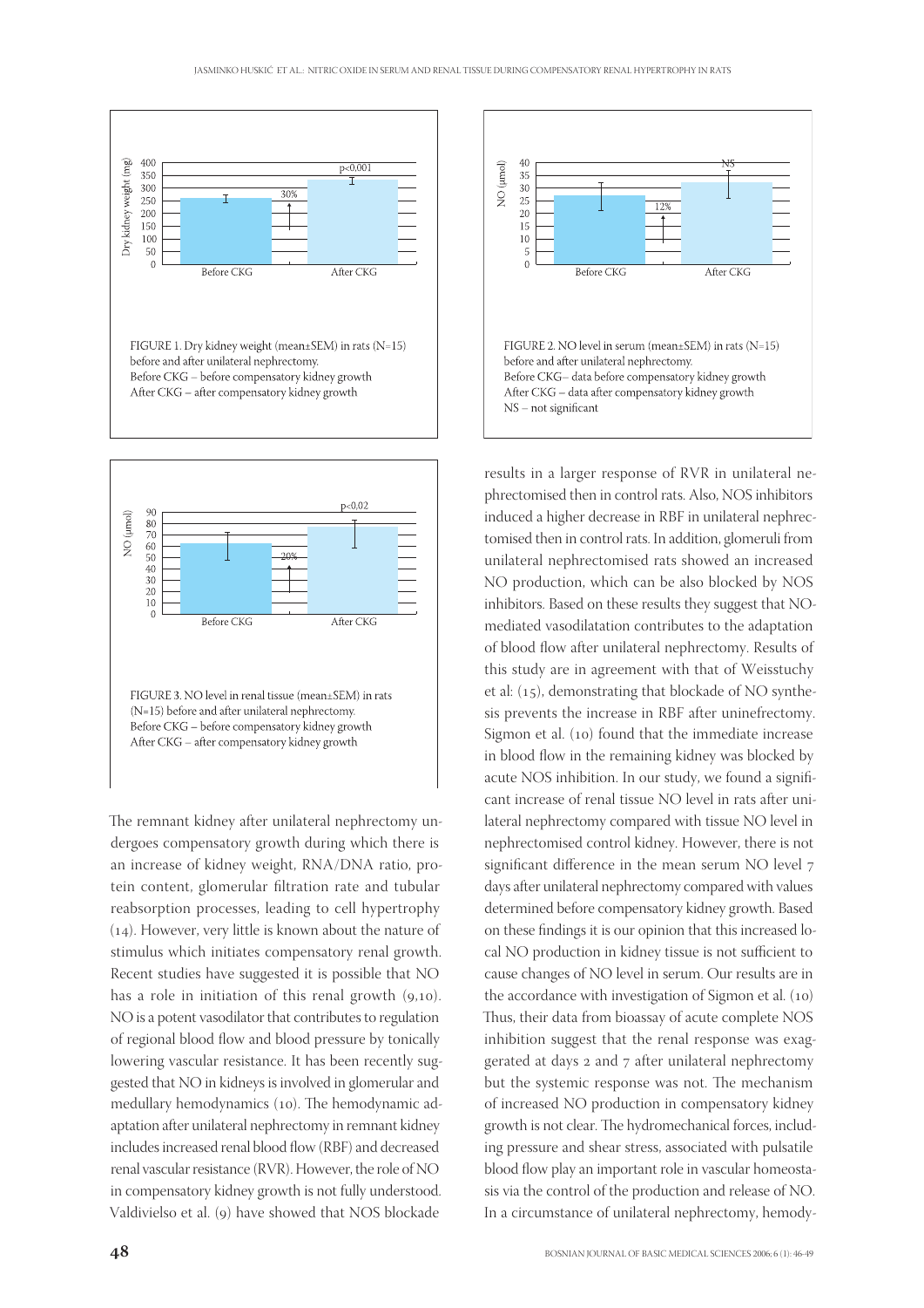FIGURE 1. Dry kidney weight (mean±SEM) in rats (N=15) before and after unilateral nephrectomy.
Before CKG – before compensatory kidney growth
After CKG – after compensatory kidney growth

FIGURE 2. NO level in serum (mean±SEM) in rats (N=15) before and after unilateral nephrectomy.
Before CKG– data before compensatory kidney growth
After CKG – data after compensatory kidney growth
NS – not significant

FIGURE 3. NO level in renal tissue (mean±SEM) in rats (N=15) before and after unilateral nephrectomy.
Before CKG – before compensatory kidney growth
After CKG – after compensatory kidney growth

The remnant kidney after unilateral nephrectomy undergoes compensatory growth during which there is an increase of kidney weight, RNA/DNA ratio, protein content, glomerular filtration rate and tubular reabsorption processes, leading to cell hypertrophy (14). However, very little is known about the nature of stimulus which initiates compensatory renal growth. Recent studies have suggested it is possible that NO has a role in initiation of this renal growth (9,10). NO is a potent vasodilator that contributes to regulation of regional blood flow and blood pressure by tonically lowering vascular resistance. It has been recently suggested that NO in kidneys is involved in glomerular and medullary hemodynamics (10). The hemodynamic adaptation after unilateral nephrectomy in remnant kidney includes increased renal blood flow (RBF) and decreased renal vascular resistance (RVR). However, the role of NO in compensatory kidney growth is not fully understood. Valdivielso et al. (9) have showed that NOS blockade results in a larger response of RVR in unilateral nephrectomised then in control rats. Also, NOS inhibitors induced a higher decrease in RBF in unilateral nephrectomised then in control rats. In addition, glomeruli from unilateral nephrectomised rats showed an increased NO production, which can be also blocked by NOS inhibitors. Based on these results they suggest that NO-mediated vasodilatation contributes to the adaptation of blood flow after unilateral nephrectomy. Results of this study are in agreement with that of Weisstuchy et al: (15), demonstrating that blockade of NO synthesis prevents the increase in RBF after uninefrectomy. Sigmon et al. (10) found that the immediate increase in blood flow in the remaining kidney was blocked by acute NOS inhibition. In our study, we found a significant increase of renal tissue NO level in rats after unilateral nephrectomy compared with tissue NO level in nephrectomised control kidney. However, there is not significant difference in the mean serum NO level 7 days after unilateral nephrectomy compared with values determined before compensatory kidney growth. Based on these findings it is our opinion that this increased local NO production in kidney tissue is not sufficient to cause changes of NO level in serum. Our results are in the accordance with investigation of Sigmon et al. (10) Thus, their data from bioassay of acute complete NOS inhibition suggest that the renal response was exaggerated at days 2 and 7 after unilateral nephrectomy but the systemic response was not. The mechanism of increased NO production in compensatory kidney growth is not clear. The hydromechanical forces, including pressure and shear stress, associated with pulsatile blood flow play an important role in vascular homeostasis via the control of the production and release of NO. In a circumstance of unilateral nephrectomy, hemody-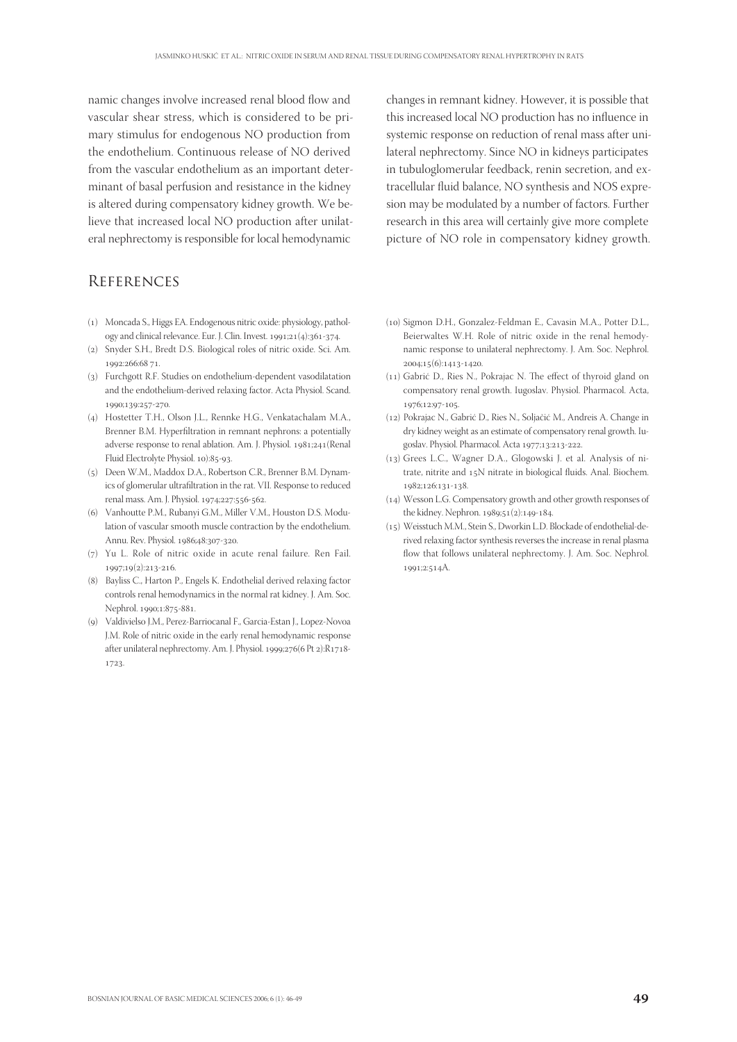namic changes involve increased renal blood flow and vascular shear stress, which is considered to be primary stimulus for endogenous NO production from the endothelium. Continuous release of NO derived from the vascular endothelium as an important determinant of basal perfusion and resistance in the kidney is altered during compensatory kidney growth. We believe that increased local NO production after unilateral nephrectomy is responsible for local hemodynamic changes in remnant kidney. However, it is possible that this increased local NO production has no influence in systemic response on reduction of renal mass after unilateral nephrectomy. Since NO in kidneys participates in tubuloglomerular feedback, renin secretion, and extracellular fluid balance, NO synthesis and NOS expresion may be modulated by a number of factors. Further research in this area will certainly give more complete picture of NO role in compensatory kidney growth.

## References

(1) Moncada S., Higgs EA. Endogenous nitric oxide: physiology, pathology and clinical relevance. Eur. J. Clin. Invest. 1991;21(4):361-374.

(2) Snyder S.H., Bredt D.S. Biological roles of nitric oxide. Sci. Am. 1992:266:68 71.

(3) Furchgott R.F. Studies on endothelium-dependent vasodilatation and the endothelium-derived relaxing factor. Acta Physiol. Scand. 1990;139:257-270.

(4) Hostetter T.H., Olson J.L., Rennke H.G., Venkatachalam M.A., Brenner B.M. Hyperfiltration in remnant nephrons: a potentially adverse response to renal ablation. Am. J. Physiol. 1981;241(Renal Fluid Electrolyte Physiol. 10):85-93.

(5) Deen W.M., Maddox D.A., Robertson C.R., Brenner B.M. Dynamics of glomerular ultrafiltration in the rat. VII. Response to reduced renal mass. Am. J. Physiol. 1974;227:556-562.

(6) Vanhoutte P.M., Rubanyi G.M., Miller V.M., Houston D.S. Modulation of vascular smooth muscle contraction by the endothelium. Annu. Rev. Physiol. 1986;48:307-320.

(7) Yu L. Role of nitric oxide in acute renal failure. Ren Fail. 1997;19(2):213-216.

(8) Bayliss C., Harton P., Engels K. Endothelial derived relaxing factor controls renal hemodynamics in the normal rat kidney. J. Am. Soc. Nephrol. 1990;1:875-881.

(9) Valdivielso J.M., Perez-Barriocanal F., Garcia-Estan J., Lopez-Novoa J.M. Role of nitric oxide in the early renal hemodynamic response after unilateral nephrectomy. Am. J. Physiol. 1999;276(6 Pt 2):R1718-1723.

(10) Sigmon D.H., Gonzalez-Feldman E., Cavasin M.A., Potter D.L., Beierwaltes W.H. Role of nitric oxide in the renal hemodynamic response to unilateral nephrectomy. J. Am. Soc. Nephrol. 2004;15(6):1413-1420.

(11) Gabrić D., Ries N., Pokrajac N. The effect of thyroid gland on compensatory renal growth. Iugoslav. Physiol. Pharmacol. Acta, 1976;12:97-105.

(12) Pokrajac N., Gabrić D., Ries N., Soljačić M., Andreis A. Change in dry kidney weight as an estimate of compensatory renal growth. Iugoslav. Physiol. Pharmacol. Acta 1977;13:213-222.

(13) Grees L.C., Wagner D.A., Glogowski J. et al. Analysis of nitrate, nitrite and 15N nitrate in biological fluids. Anal. Biochem. 1982;126:131-138.

(14) Wesson L.G. Compensatory growth and other growth responses of the kidney. Nephron. 1989;51(2):149-184.

(15) Weisstuch M.M., Stein S., Dworkin L.D. Blockade of endothelial-derived relaxing factor synthesis reverses the increase in renal plasma flow that follows unilateral nephrectomy. J. Am. Soc. Nephrol. 1991;2:514A.